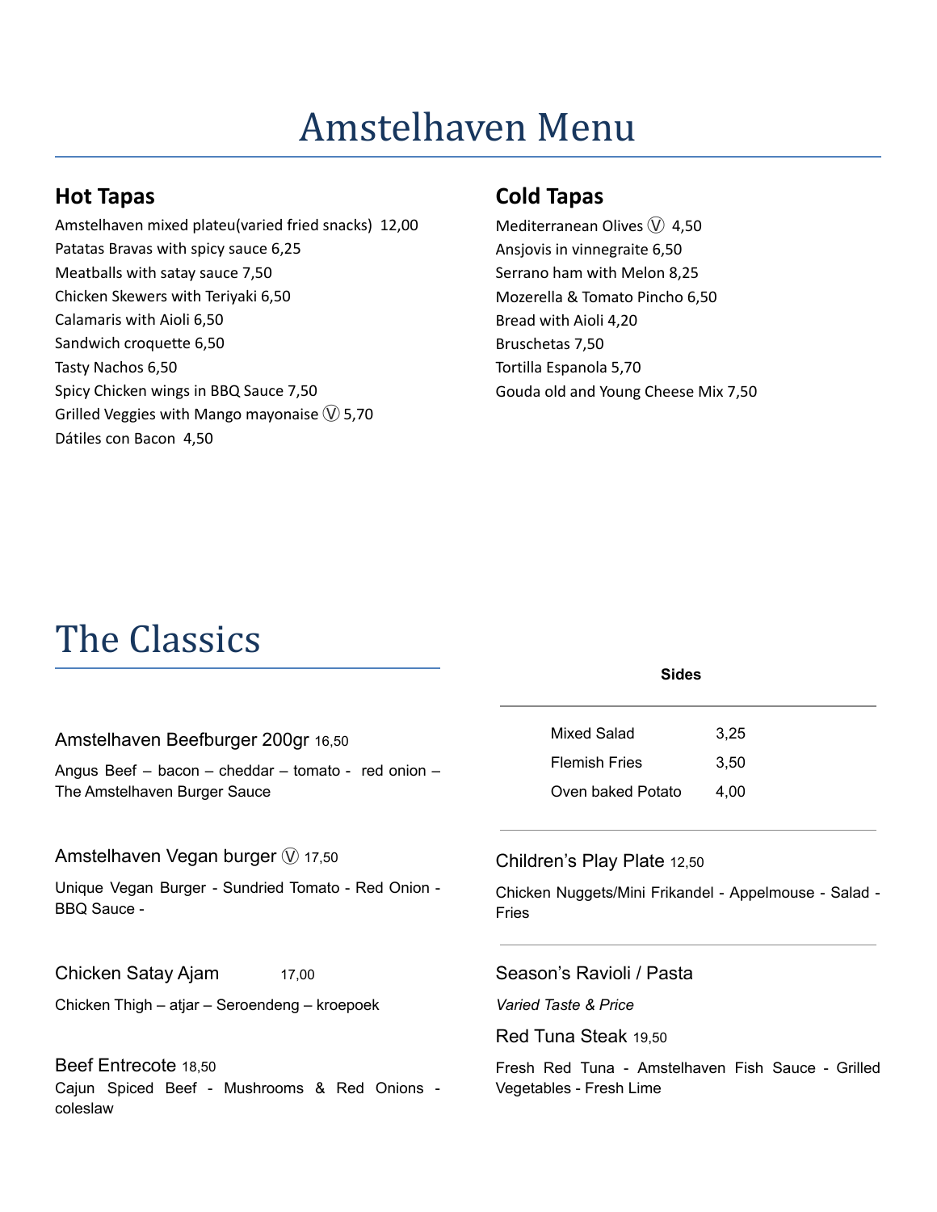# Amstelhaven Menu

## Hot Tapas

Amstelhaven mixed plateu(varied fried snacks)  12,00
Patatas Bravas with spicy sauce 6,25
Meatballs with satay sauce 7,50
Chicken Skewers with Teriyaki 6,50
Calamaris with Aioli 6,50
Sandwich croquette 6,50
Tasty Nachos 6,50
Spicy Chicken wings in BBQ Sauce 7,50
Grilled Veggies with Mango mayonaise Ⓥ 5,70
Dátiles con Bacon  4,50

## Cold Tapas

Mediterranean Olives Ⓥ  4,50
Ansjovis in vinnegraite 6,50
Serrano ham with Melon 8,25
Mozerella & Tomato Pincho 6,50
Bread with Aioli 4,20
Bruschetas 7,50
Tortilla Espanola 5,70
Gouda old and Young Cheese Mix 7,50

# The Classics

Amstelhaven Beefburger 200gr 16,50

Angus Beef – bacon – cheddar – tomato -  red onion – The Amstelhaven Burger Sauce

Amstelhaven Vegan burger Ⓥ 17,50

Unique Vegan Burger - Sundried Tomato - Red Onion - BBQ Sauce -

Chicken Satay Ajam 17,00

Chicken Thigh – atjar – Seroendeng – kroepoek

Beef Entrecote 18,50

Cajun Spiced Beef - Mushrooms & Red Onions - coleslaw

**Sides**

| Mixed Salad | 3,25 |
| --- | --- |
| Flemish Fries | 3,50 |
| Oven baked Potato | 4,00 |

Children's Play Plate 12,50

Chicken Nuggets/Mini Frikandel - Appelmouse - Salad - Fries

Season's Ravioli / Pasta

*Varied Taste & Price*

Red Tuna Steak 19,50

Fresh Red Tuna - Amstelhaven Fish Sauce - Grilled Vegetables - Fresh Lime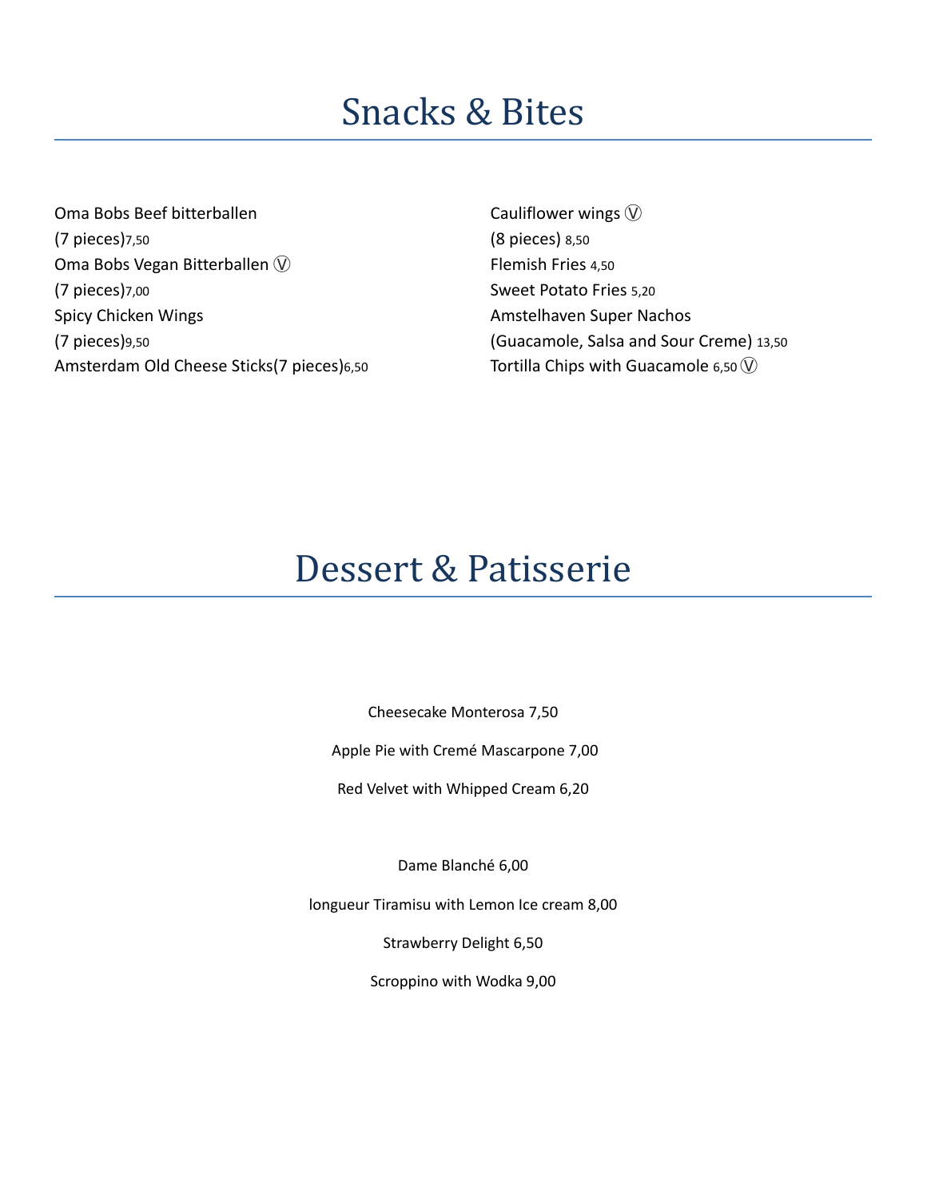# Snacks & Bites

Oma Bobs Beef bitterballen
(7 pieces)7,50
Oma Bobs Vegan Bitterballen Ⓥ
(7 pieces)7,00
Spicy Chicken Wings
(7 pieces)9,50
Amsterdam Old Cheese Sticks(7 pieces)6,50

Cauliflower wings Ⓥ
(8 pieces) 8,50
Flemish Fries 4,50
Sweet Potato Fries 5,20
Amstelhaven Super Nachos
(Guacamole, Salsa and Sour Creme) 13,50
Tortilla Chips with Guacamole 6,50 Ⓥ

# Dessert & Patisserie

Cheesecake Monterosa 7,50

Apple Pie with Cremé Mascarpone 7,00

Red Velvet with Whipped Cream 6,20

Dame Blanché 6,00

longueur Tiramisu with Lemon Ice cream 8,00

Strawberry Delight 6,50

Scroppino with Wodka 9,00